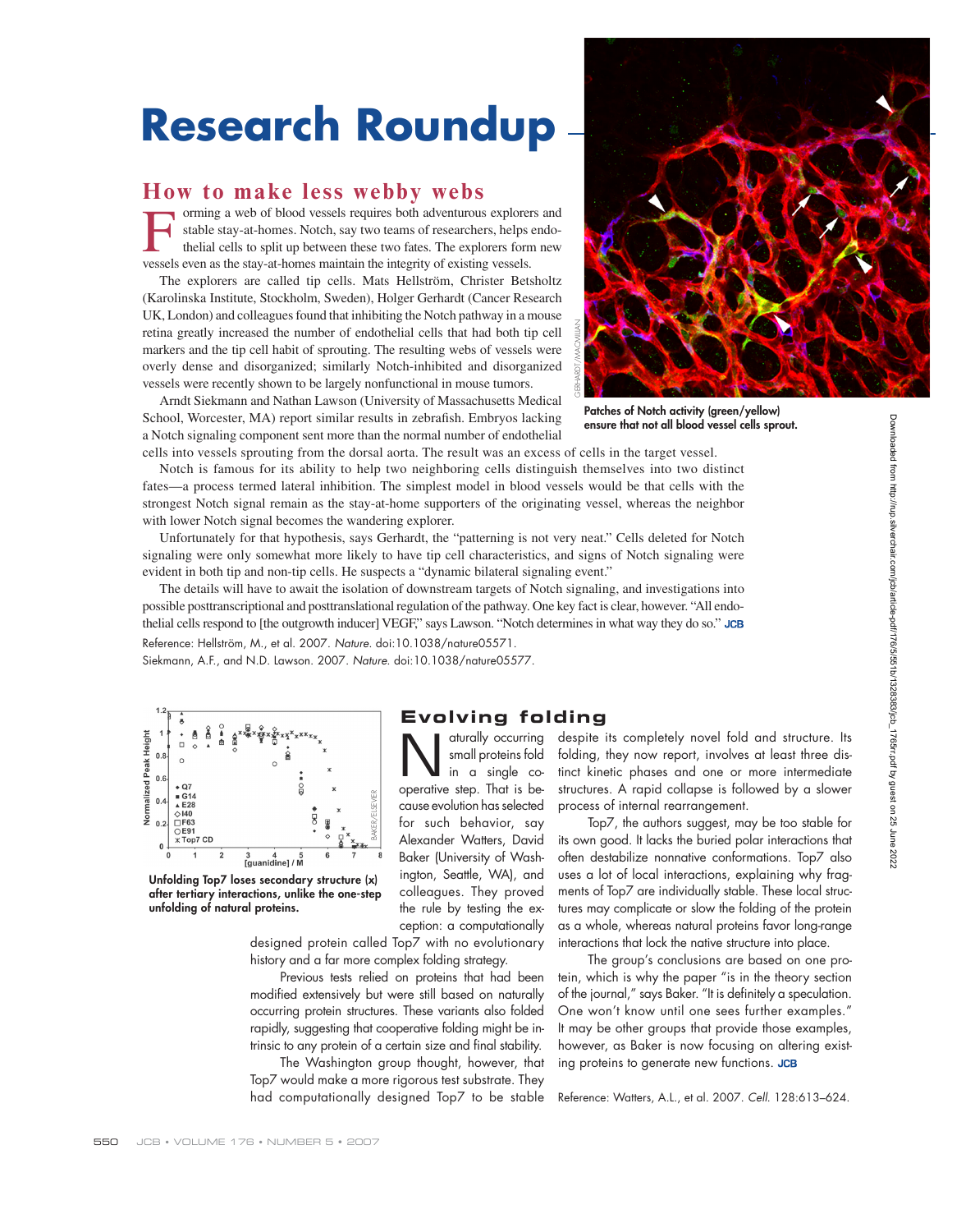# Research Roundup

## How to make less webby webs

Forming a web of blood vessels requires both adventurous explorers and stable stay-at-homes. Notch, say two teams of researchers, helps endothelial cells to split up between these two fates. The explorers form new vessels even as the stay-at-homes maintain the integrity of existing vessels.

The explorers are called tip cells. Mats Hellström, Christer Betsholtz (Karolinska Institute, Stockholm, Sweden), Holger Gerhardt (Cancer Research UK, London) and colleagues found that inhibiting the Notch pathway in a mouse retina greatly increased the number of endothelial cells that had both tip cell markers and the tip cell habit of sprouting. The resulting webs of vessels were overly dense and disorganized; similarly Notch-inhibited and disorganized vessels were recently shown to be largely nonfunctional in mouse tumors.

Arndt Siekmann and Nathan Lawson (University of Massachusetts Medical School, Worcester, MA) report similar results in zebrafish. Embryos lacking a Notch signaling component sent more than the normal number of endothelial cells into vessels sprouting from the dorsal aorta. The result was an excess of cells in the target vessel.

Patches of Notch activity (green/yellow) ensure that not all blood vessel cells sprout.

Notch is famous for its ability to help two neighboring cells distinguish themselves into two distinct fates—a process termed lateral inhibition. The simplest model in blood vessels would be that cells with the strongest Notch signal remain as the stay-at-home supporters of the originating vessel, whereas the neighbor with lower Notch signal becomes the wandering explorer.

Unfortunately for that hypothesis, says Gerhardt, the "patterning is not very neat." Cells deleted for Notch signaling were only somewhat more likely to have tip cell characteristics, and signs of Notch signaling were evident in both tip and non-tip cells. He suspects a "dynamic bilateral signaling event."

The details will have to await the isolation of downstream targets of Notch signaling, and investigations into possible posttranscriptional and posttranslational regulation of the pathway. One key fact is clear, however. "All endothelial cells respond to [the outgrowth inducer] VEGF," says Lawson. "Notch determines in what way they do so." **JCB**

Reference: Hellström, M., et al. 2007. *Nature.* doi:10.1038/nature05571.
Siekmann, A.F., and N.D. Lawson. 2007. *Nature.* doi:10.1038/nature05577.

## Evolving folding

Naturally occurring small proteins fold in a single cooperative step. That is because evolution has selected for such behavior, say Alexander Watters, David Baker (University of Washington, Seattle, WA), and colleagues. They proved the rule by testing the exception: a computationally designed protein called Top7 with no evolutionary history and a far more complex folding strategy.

Previous tests relied on proteins that had been modified extensively but were still based on naturally occurring protein structures. These variants also folded rapidly, suggesting that cooperative folding might be intrinsic to any protein of a certain size and final stability.

The Washington group thought, however, that Top7 would make a more rigorous test substrate. They had computationally designed Top7 to be stable despite its completely novel fold and structure. Its folding, they now report, involves at least three distinct kinetic phases and one or more intermediate structures. A rapid collapse is followed by a slower process of internal rearrangement.

Top7, the authors suggest, may be too stable for its own good. It lacks the buried polar interactions that often destabilize nonnative conformations. Top7 also uses a lot of local interactions, explaining why fragments of Top7 are individually stable. These local structures may complicate or slow the folding of the protein as a whole, whereas natural proteins favor long-range interactions that lock the native structure into place.

The group's conclusions are based on one protein, which is why the paper "is in the theory section of the journal," says Baker. "It is definitely a speculation. One won't know until one sees further examples." It may be other groups that provide those examples, however, as Baker is now focusing on altering existing proteins to generate new functions. **JCB**

Unfolding Top7 loses secondary structure (x) after tertiary interactions, unlike the one-step unfolding of natural proteins.

Reference: Watters, A.L., et al. 2007. *Cell.* 128:613–624.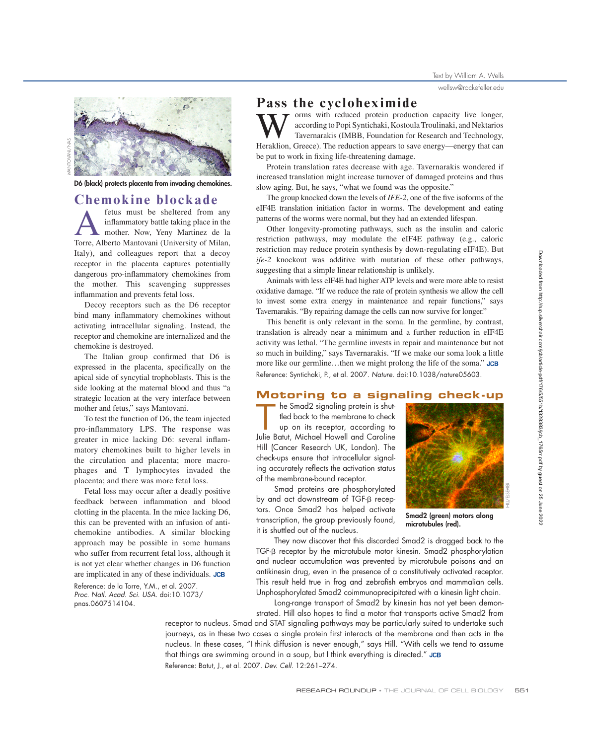D6 (black) protects placenta from invading chemokines.

## Chemokine blockade

A fetus must be sheltered from any inflammatory battle taking place in the mother. Now, Yeny Martinez de la Torre, Alberto Mantovani (University of Milan, Italy), and colleagues report that a decoy receptor in the placenta captures potentially dangerous pro-inflammatory chemokines from the mother. This scavenging suppresses inflammation and prevents fetal loss.

Decoy receptors such as the D6 receptor bind many inflammatory chemokines without activating intracellular signaling. Instead, the receptor and chemokine are internalized and the chemokine is destroyed.

The Italian group confirmed that D6 is expressed in the placenta, specifically on the apical side of syncytial trophoblasts. This is the side looking at the maternal blood and thus "a strategic location at the very interface between mother and fetus," says Mantovani.

To test the function of D6, the team injected pro-inflammatory LPS. The response was greater in mice lacking D6: several inflammatory chemokines built to higher levels in the circulation and placenta; more macrophages and T lymphocytes invaded the placenta; and there was more fetal loss.

Fetal loss may occur after a deadly positive feedback between inflammation and blood clotting in the placenta. In the mice lacking D6, this can be prevented with an infusion of antichemokine antibodies. A similar blocking approach may be possible in some humans who suffer from recurrent fetal loss, although it is not yet clear whether changes in D6 function are implicated in any of these individuals. JCB

Reference: de la Torre, Y.M., et al. 2007. *Proc. Natl. Acad. Sci. USA.* doi:10.1073/pnas.0607514104.

## Pass the cycloheximide

Worms with reduced protein production capacity live longer, according to Popi Syntichaki, Kostoula Troulinaki, and Nektarios Tavernarakis (IMBB, Foundation for Research and Technology, Heraklion, Greece). The reduction appears to save energy—energy that can be put to work in fixing life-threatening damage.

Protein translation rates decrease with age. Tavernarakis wondered if increased translation might increase turnover of damaged proteins and thus slow aging. But, he says, "what we found was the opposite."

The group knocked down the levels of *IFE-2*, one of the five isoforms of the eIF4E translation initiation factor in worms. The development and eating patterns of the worms were normal, but they had an extended lifespan.

Other longevity-promoting pathways, such as the insulin and caloric restriction pathways, may modulate the eIF4E pathway (e.g., caloric restriction may reduce protein synthesis by down-regulating eIF4E). But *ife-2* knockout was additive with mutation of these other pathways, suggesting that a simple linear relationship is unlikely.

Animals with less eIF4E had higher ATP levels and were more able to resist oxidative damage. "If we reduce the rate of protein synthesis we allow the cell to invest some extra energy in maintenance and repair functions," says Tavernarakis. "By repairing damage the cells can now survive for longer."

This benefit is only relevant in the soma. In the germline, by contrast, translation is already near a minimum and a further reduction in eIF4E activity was lethal. "The germline invests in repair and maintenance but not so much in building," says Tavernarakis. "If we make our soma look a little more like our germline…then we might prolong the life of the soma." JCB

Reference: Syntichaki, P., et al. 2007. *Nature.* doi:10.1038/nature05603.

## Motoring to a signaling check-up

The Smad2 signaling protein is shuttled back to the membrane to check up on its receptor, according to Julie Batut, Michael Howell and Caroline Hill (Cancer Research UK, London). The check-ups ensure that intracellular signaling accurately reflects the activation status of the membrane-bound receptor.

Smad proteins are phosphorylated by and act downstream of TGF-β receptors. Once Smad2 has helped activate transcription, the group previously found, it is shuttled out of the nucleus.

Smad2 (green) motors along microtubules (red).

They now discover that this discarded Smad2 is dragged back to the TGF-β receptor by the microtubule motor kinesin. Smad2 phosphorylation and nuclear accumulation was prevented by microtubule poisons and an antikinesin drug, even in the presence of a constitutively activated receptor. This result held true in frog and zebrafish embryos and mammalian cells. Unphosphorylated Smad2 coimmunoprecipitated with a kinesin light chain.

Long-range transport of Smad2 by kinesin has not yet been demonstrated. Hill also hopes to find a motor that transports active Smad2 from receptor to nucleus. Smad and STAT signaling pathways may be particularly suited to undertake such journeys, as in these two cases a single protein first interacts at the membrane and then acts in the nucleus. In these cases, "I think diffusion is never enough," says Hill. "With cells we tend to assume that things are swimming around in a soup, but I think everything is directed." JCB

Reference: Batut, J., et al. 2007. *Dev. Cell.* 12:261–274.